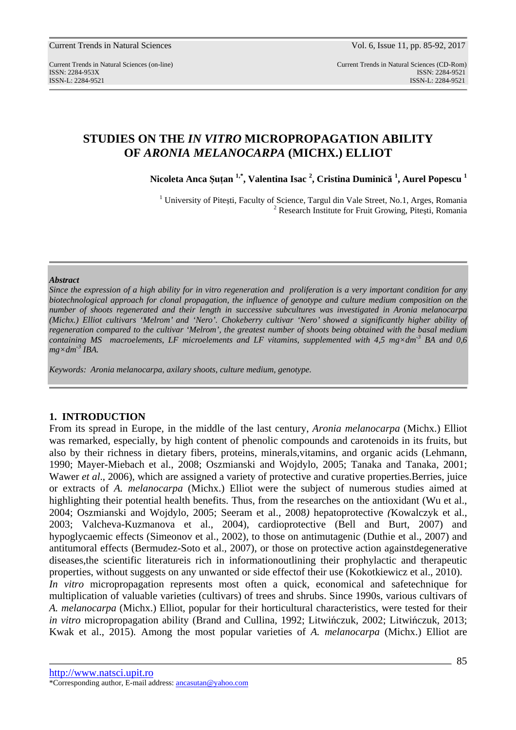# STUDIES ON THE *IN VITRO* MICROPROPAGATION ABILITY OF *ARONIA MELANOCARPA* (MICHX.) ELLIOT

**Nicoleta Anca Șuțan [1,*], Valentina Isac [2], Cristina Duminică [1], Aurel Popescu [1]**

[1] University of Pitești, Faculty of Science, Targul din Vale Street, No.1, Arges, Romania
[2] Research Institute for Fruit Growing, Pitești, Romania

***Abstract***

*Since the expression of a high ability for in vitro regeneration and proliferation is a very important condition for any biotechnological approach for clonal propagation, the influence of genotype and culture medium composition on the number of shoots regenerated and their length in successive subcultures was investigated in Aronia melanocarpa (Michx.) Elliot cultivars 'Melrom' and 'Nero'. Chokeberry cultivar 'Nero' showed a significantly higher ability of regeneration compared to the cultivar 'Melrom', the greatest number of shoots being obtained with the basal medium containing MS macroelements, LF microelements and LF vitamins, supplemented with 4,5 mg×dm$^{-3}$ BA and 0,6 mg×dm$^{-3}$ IBA.*

*Keywords: Aronia melanocarpa, axilary shoots, culture medium, genotype.*

## 1. INTRODUCTION

From its spread in Europe, in the middle of the last century, *Aronia melanocarpa* (Michx.) Elliot was remarked, especially, by high content of phenolic compounds and carotenoids in its fruits, but also by their richness in dietary fibers, proteins, minerals,vitamins, and organic acids (Lehmann, 1990; Mayer-Miebach et al., 2008; Oszmianski and Wojdylo, 2005; Tanaka and Tanaka, 2001; Wawer *et al*., 2006), which are assigned a variety of protective and curative properties.Berries, juice or extracts of *A. melanocarpa* (Michx.) Elliot were the subject of numerous studies aimed at highlighting their potential health benefits. Thus, from the researches on the antioxidant (Wu et al., 2004; Oszmianski and Wojdylo, 2005; Seeram et al., 2008*)* hepatoprotective *(*Kowalczyk et al., 2003; Valcheva-Kuzmanova et al., 2004), cardioprotective (Bell and Burt, 2007) and hypoglycaemic effects (Simeonov et al., 2002), to those on antimutagenic (Duthie et al., 2007) and antitumoral effects (Bermudez-Soto et al., 2007), or those on protective action againstdegenerative diseases,the scientific literatureis rich in informationoutlining their prophylactic and therapeutic properties, without suggests on any unwanted or side effectof their use (Kokotkiewicz et al., 2010).

*In vitro* micropropagation represents most often a quick, economical and safetechnique for multiplication of valuable varieties (cultivars) of trees and shrubs. Since 1990s, various cultivars of *A. melanocarpa* (Michx.) Elliot, popular for their horticultural characteristics, were tested for their *in vitro* micropropagation ability (Brand and Cullina, 1992; Litwińczuk, 2002; Litwińczuk, 2013; Kwak et al., 2015). Among the most popular varieties of *A. melanocarpa* (Michx.) Elliot are

http://www.natsci.upit.ro
*Corresponding author, E-mail address: ancasutan@yahoo.com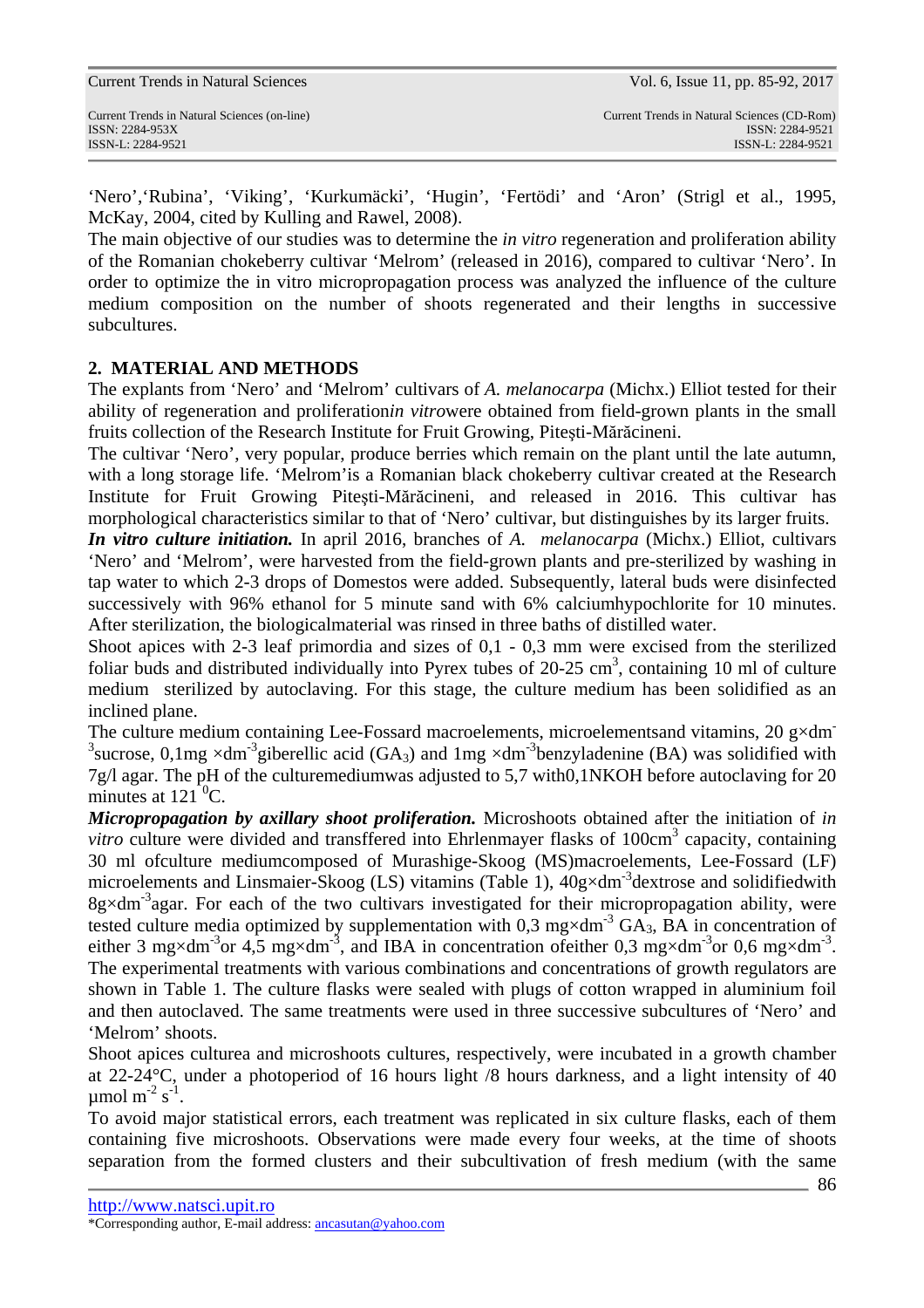'Nero','Rubina', 'Viking', 'Kurkumäcki', 'Hugin', 'Fertődi' and 'Aron' (Strigl et al., 1995, McKay, 2004, cited by Kulling and Rawel, 2008).

The main objective of our studies was to determine the *in vitro* regeneration and proliferation ability of the Romanian chokeberry cultivar 'Melrom' (released in 2016), compared to cultivar 'Nero'. In order to optimize the in vitro micropropagation process was analyzed the influence of the culture medium composition on the number of shoots regenerated and their lengths in successive subcultures.

## 2. MATERIAL AND METHODS

The explants from 'Nero' and 'Melrom' cultivars of *A. melanocarpa* (Michx.) Elliot tested for their ability of regeneration and proliferation*in vitro*were obtained from field-grown plants in the small fruits collection of the Research Institute for Fruit Growing, Piteşti-Mărăcineni.

The cultivar 'Nero', very popular, produce berries which remain on the plant until the late autumn, with a long storage life. 'Melrom'is a Romanian black chokeberry cultivar created at the Research Institute for Fruit Growing Piteşti-Mărăcineni, and released in 2016. This cultivar has morphological characteristics similar to that of 'Nero' cultivar, but distinguishes by its larger fruits.

***In vitro culture initiation.*** In april 2016, branches of *A. melanocarpa* (Michx.) Elliot, cultivars 'Nero' and 'Melrom', were harvested from the field-grown plants and pre-sterilized by washing in tap water to which 2-3 drops of Domestos were added. Subsequently, lateral buds were disinfected successively with 96% ethanol for 5 minute sand with 6% calciumhypochlorite for 10 minutes. After sterilization, the biologicalmaterial was rinsed in three baths of distilled water.

Shoot apices with 2-3 leaf primordia and sizes of 0,1 - 0,3 mm were excised from the sterilized foliar buds and distributed individually into Pyrex tubes of 20-25 $cm^3$, containing 10 ml of culture medium sterilized by autoclaving. For this stage, the culture medium has been solidified as an inclined plane.

The culture medium containing Lee-Fossard macroelements, microelementsand vitamins, 20 $g\times dm^{-3}$sucrose, 0,1mg $\times dm^{-3}$giberellic acid ($GA_3$) and 1mg $\times dm^{-3}$benzyladenine (BA) was solidified with 7g/l agar. The pH of the culturemediumwas adjusted to 5,7 with0,1NKOH before autoclaving for 20 minutes at 121 $^0$C.

***Micropropagation by axillary shoot proliferation.*** Microshoots obtained after the initiation of *in vitro* culture were divided and transffered into Ehrlenmayer flasks of 100$cm^3$ capacity, containing 30 ml ofculture mediumcomposed of Murashige-Skoog (MS)macroelements, Lee-Fossard (LF) microelements and Linsmaier-Skoog (LS) vitamins (Table 1), 40$g\times dm^{-3}$dextrose and solidifiedwith 8$g\times dm^{-3}$agar. For each of the two cultivars investigated for their micropropagation ability, were tested culture media optimized by supplementation with 0,3 $mg\times dm^{-3}$ $GA_3$, BA in concentration of either 3 $mg\times dm^{-3}$or 4,5 $mg\times dm^{-3}$, and IBA in concentration ofeither 0,3 $mg\times dm^{-3}$or 0,6 $mg\times dm^{-3}$. The experimental treatments with various combinations and concentrations of growth regulators are shown in Table 1. The culture flasks were sealed with plugs of cotton wrapped in aluminium foil and then autoclaved. The same treatments were used in three successive subcultures of 'Nero' and 'Melrom' shoots.

Shoot apices culturea and microshoots cultures, respectively, were incubated in a growth chamber at 22-24°C, under a photoperiod of 16 hours light /8 hours darkness, and a light intensity of 40 μmol $m^{-2}$ $s^{-1}$.

To avoid major statistical errors, each treatment was replicated in six culture flasks, each of them containing five microshoots. Observations were made every four weeks, at the time of shoots separation from the formed clusters and their subcultivation of fresh medium (with the same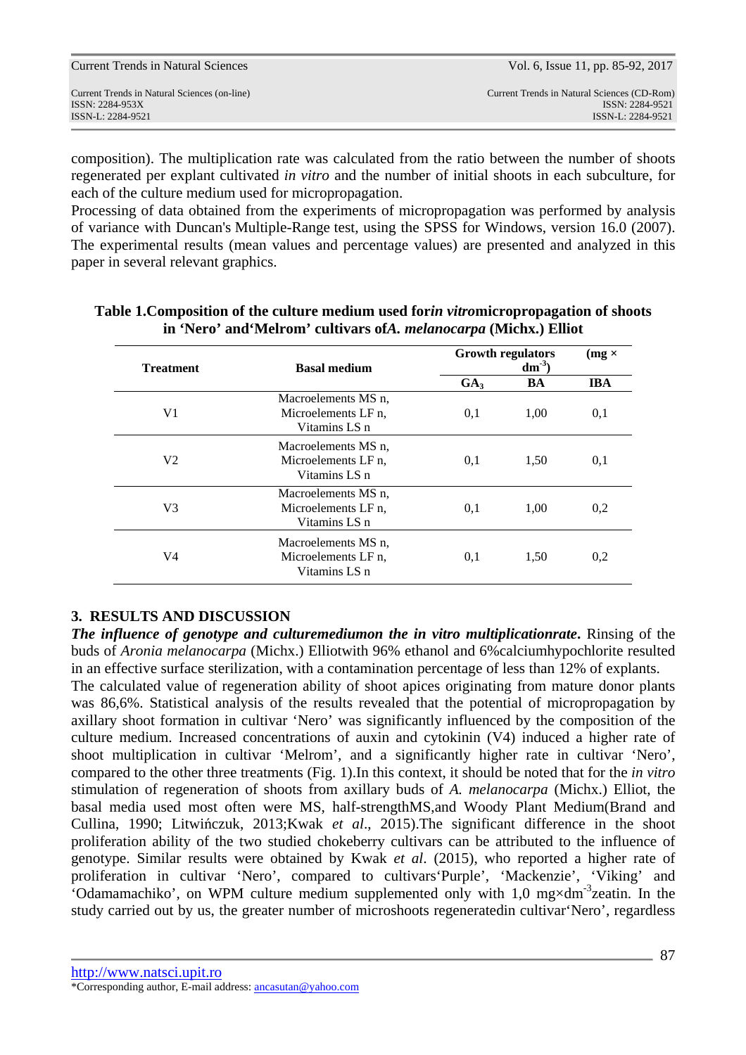composition). The multiplication rate was calculated from the ratio between the number of shoots regenerated per explant cultivated *in vitro* and the number of initial shoots in each subculture, for each of the culture medium used for micropropagation.

Processing of data obtained from the experiments of micropropagation was performed by analysis of variance with Duncan's Multiple-Range test, using the SPSS for Windows, version 16.0 (2007). The experimental results (mean values and percentage values) are presented and analyzed in this paper in several relevant graphics.

**Table 1.Composition of the culture medium used for*in vitro*micropropagation of shoots in 'Nero' and'Melrom' cultivars of*A. melanocarpa* (Michx.) Elliot**

| Treatment | Basal medium | Growth regulators (mg × $dm^{-3}$) | | |
|---|---|---|---|---|
| | | $GA_3$ | BA | IBA |
| V1 | Macroelements MS n, Microelements LF n, Vitamins LS n | 0,1 | 1,00 | 0,1 |
| V2 | Macroelements MS n, Microelements LF n, Vitamins LS n | 0,1 | 1,50 | 0,1 |
| V3 | Macroelements MS n, Microelements LF n, Vitamins LS n | 0,1 | 1,00 | 0,2 |
| V4 | Macroelements MS n, Microelements LF n, Vitamins LS n | 0,1 | 1,50 | 0,2 |

## 3. RESULTS AND DISCUSSION

***The influence of genotype and culturemediumon the in vitro multiplicationrate.*** Rinsing of the buds of *Aronia melanocarpa* (Michx.) Elliotwith 96% ethanol and 6%calciumhypochlorite resulted in an effective surface sterilization, with a contamination percentage of less than 12% of explants.

The calculated value of regeneration ability of shoot apices originating from mature donor plants was 86,6%. Statistical analysis of the results revealed that the potential of micropropagation by axillary shoot formation in cultivar 'Nero' was significantly influenced by the composition of the culture medium. Increased concentrations of auxin and cytokinin (V4) induced a higher rate of shoot multiplication in cultivar 'Melrom', and a significantly higher rate in cultivar 'Nero', compared to the other three treatments (Fig. 1).In this context, it should be noted that for the *in vitro* stimulation of regeneration of shoots from axillary buds of *A. melanocarpa* (Michx.) Elliot, the basal media used most often were MS, half-strengthMS,and Woody Plant Medium(Brand and Cullina, 1990; Litwińczuk, 2013;Kwak *et al*., 2015).The significant difference in the shoot proliferation ability of the two studied chokeberry cultivars can be attributed to the influence of genotype. Similar results were obtained by Kwak *et al*. (2015), who reported a higher rate of proliferation in cultivar 'Nero', compared to cultivars'Purple', 'Mackenzie', 'Viking' and 'Odamamachiko', on WPM culture medium supplemented only with 1,0 mg×$dm^{-3}$zeatin. In the study carried out by us, the greater number of microshoots regeneratedin cultivar'Nero', regardless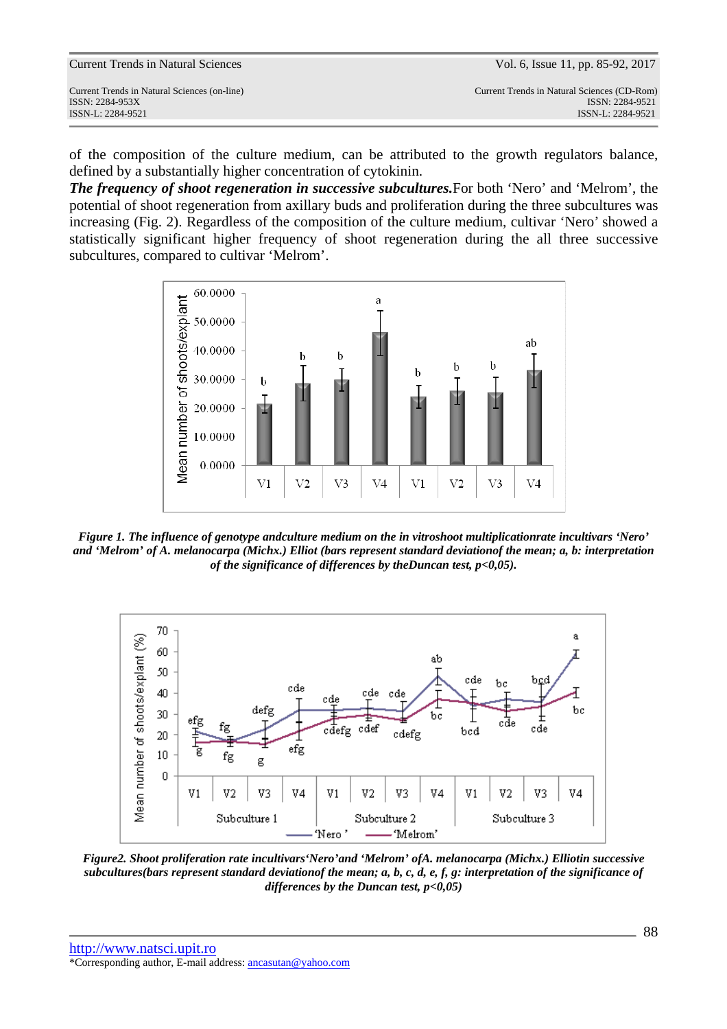of the composition of the culture medium, can be attributed to the growth regulators balance, defined by a substantially higher concentration of cytokinin.

***The frequency of shoot regeneration in successive subcultures.***For both ‘Nero’ and ‘Melrom’, the potential of shoot regeneration from axillary buds and proliferation during the three subcultures was increasing (Fig. 2). Regardless of the composition of the culture medium, cultivar ‘Nero’ showed a statistically significant higher frequency of shoot regeneration during the all three successive subcultures, compared to cultivar ‘Melrom’.

***Figure 1. The influence of genotype andculture medium on the in vitroshoot multiplicationrate incultivars ‘Nero’ and ‘Melrom’ of A. melanocarpa (Michx.) Elliot (bars represent standard deviationof the mean; a, b: interpretation of the significance of differences by theDuncan test, p<0,05).***

***Figure2. Shoot proliferation rate incultivars‘Nero’and ‘Melrom’ ofA. melanocarpa (Michx.) Elliotin successive subcultures(bars represent standard deviationof the mean; a, b, c, d, e, f, g: interpretation of the significance of differences by the Duncan test, p<0,05)***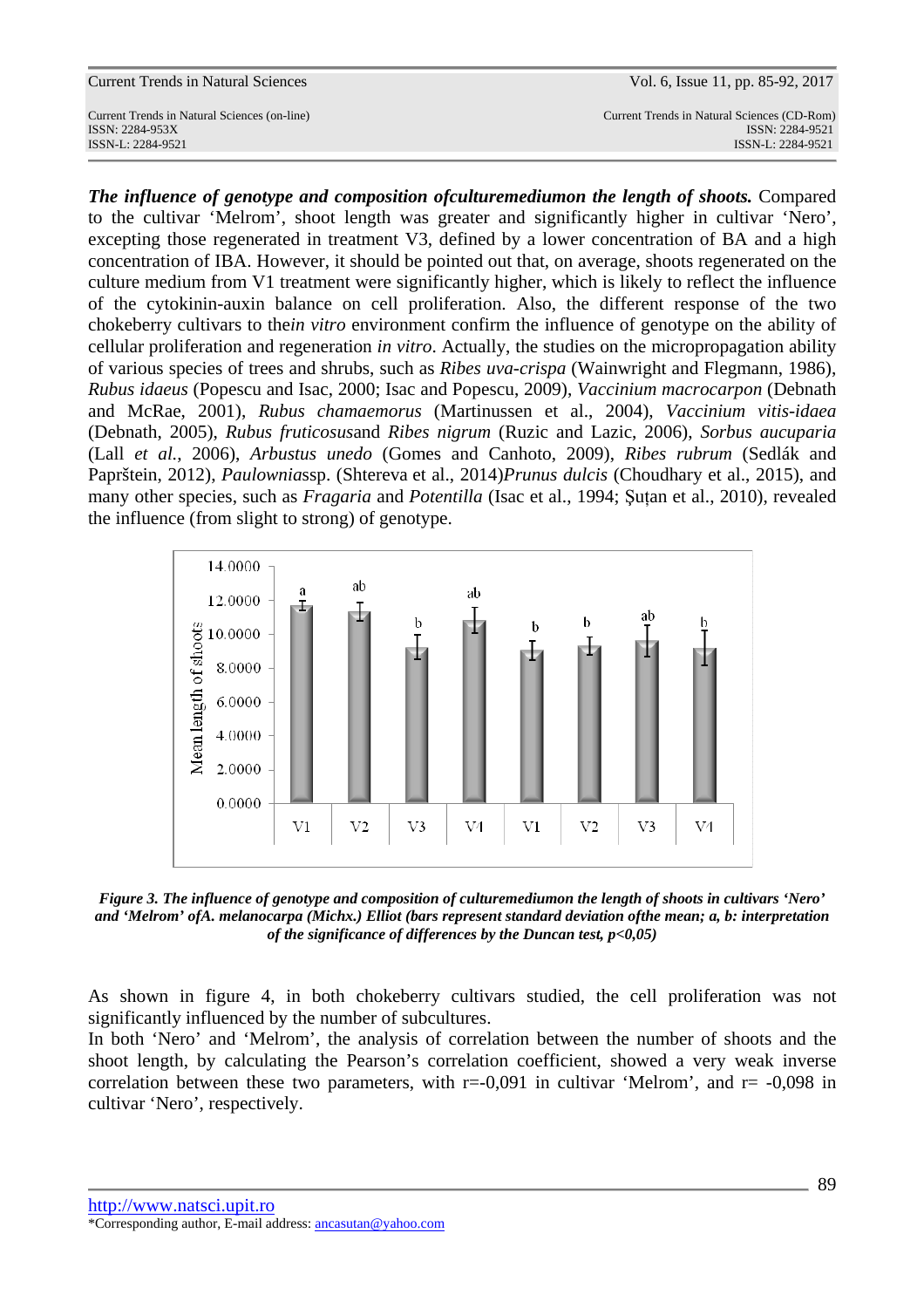***The influence of genotype and composition ofculturemediumon the length of shoots.*** Compared to the cultivar 'Melrom', shoot length was greater and significantly higher in cultivar 'Nero', excepting those regenerated in treatment V3, defined by a lower concentration of BA and a high concentration of IBA. However, it should be pointed out that, on average, shoots regenerated on the culture medium from V1 treatment were significantly higher, which is likely to reflect the influence of the cytokinin-auxin balance on cell proliferation. Also, the different response of the two chokeberry cultivars to the*in vitro* environment confirm the influence of genotype on the ability of cellular proliferation and regeneration *in vitro*. Actually, the studies on the micropropagation ability of various species of trees and shrubs, such as *Ribes uva-crispa* (Wainwright and Flegmann, 1986), *Rubus idaeus* (Popescu and Isac, 2000; Isac and Popescu, 2009), *Vaccinium macrocarpon* (Debnath and McRae, 2001), *Rubus chamaemorus* (Martinussen et al., 2004), *Vaccinium vitis-idaea* (Debnath, 2005), *Rubus fruticosus*and *Ribes nigrum* (Ruzic and Lazic, 2006), *Sorbus aucuparia* (Lall *et al.*, 2006), *Arbustus unedo* (Gomes and Canhoto, 2009), *Ribes rubrum* (Sedlák and Paprštein, 2012), *Paulownia*ssp. (Shtereva et al., 2014)*Prunus dulcis* (Choudhary et al., 2015), and many other species, such as *Fragaria* and *Potentilla* (Isac et al., 1994; Şuțan et al., 2010), revealed the influence (from slight to strong) of genotype.

| | V1 | V2 | V3 | V4 | V1 | V2 | V3 | V4 |
|---|---|---|---|---|---|---|---|---|
| Significance | a | ab | b | ab | b | b | ab | b |

***Figure 3. The influence of genotype and composition of culturemediumon the length of shoots in cultivars 'Nero' and 'Melrom' ofA. melanocarpa (Michx.) Elliot (bars represent standard deviation ofthe mean; a, b: interpretation of the significance of differences by the Duncan test, p<0,05)***

As shown in figure 4, in both chokeberry cultivars studied, the cell proliferation was not significantly influenced by the number of subcultures.

In both 'Nero' and 'Melrom', the analysis of correlation between the number of shoots and the shoot length, by calculating the Pearson's correlation coefficient, showed a very weak inverse correlation between these two parameters, with r=-0,091 in cultivar 'Melrom', and r= -0,098 in cultivar 'Nero', respectively.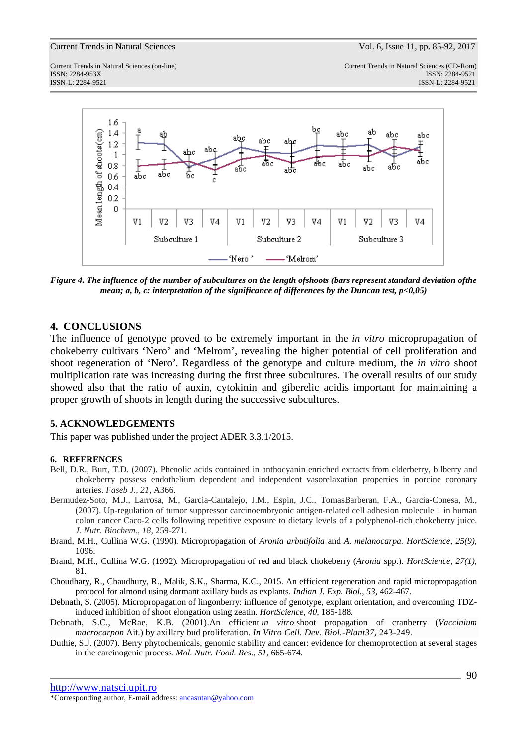*Figure 4. The influence of the number of subcultures on the length ofshoots (bars represent standard deviation ofthe mean; a, b, c: interpretation of the significance of differences by the Duncan test, p<0,05)*

## 4. CONCLUSIONS

The influence of genotype proved to be extremely important in the *in vitro* micropropagation of chokeberry cultivars 'Nero' and 'Melrom', revealing the higher potential of cell proliferation and shoot regeneration of 'Nero'. Regardless of the genotype and culture medium, the *in vitro* shoot multiplication rate was increasing during the first three subcultures. The overall results of our study showed also that the ratio of auxin, cytokinin and giberelic acidis important for maintaining a proper growth of shoots in length during the successive subcultures.

## 5. ACKNOWLEDGEMENTS

This paper was published under the project ADER 3.3.1/2015.

## 6. REFERENCES

Bell, D.R., Burt, T.D. (2007). Phenolic acids contained in anthocyanin enriched extracts from elderberry, bilberry and chokeberry possess endothelium dependent and independent vasorelaxation properties in porcine coronary arteries. *Faseb J., 21*, A366.

Bermudez-Soto, M.J., Larrosa, M., Garcia-Cantalejo, J.M., Espin, J.C., TomasBarberan, F.A., Garcia-Conesa, M., (2007). Up-regulation of tumor suppressor carcinoembryonic antigen-related cell adhesion molecule 1 in human colon cancer Caco-2 cells following repetitive exposure to dietary levels of a polyphenol-rich chokeberry juice. *J. Nutr. Biochem., 18*, 259-271.

Brand, M.H., Cullina W.G. (1990). Micropropagation of *Aronia arbutifolia* and *A. melanocarpa. HortScience, 25(9)*, 1096.

Brand, M.H., Cullina W.G. (1992). Micropropagation of red and black chokeberry (*Aronia* spp.). *HortScience, 27(1)*, 81.

Choudhary, R., Chaudhury, R., Malik, S.K., Sharma, K.C., 2015. An efficient regeneration and rapid micropropagation protocol for almond using dormant axillary buds as explants. *Indian J. Exp. Biol., 53*, 462-467.

Debnath, S. (2005). Micropropagation of lingonberry: influence of genotype, explant orientation, and overcoming TDZ-induced inhibition of shoot elongation using zeatin. *HortScience, 40*, 185-188.

Debnath, S.C., McRae, K.B. (2001).An efficient *in vitro* shoot propagation of cranberry (*Vaccinium macrocarpon* Ait.) by axillary bud proliferation. *In Vitro Cell. Dev. Biol.-Plant37*, 243-249.

Duthie, S.J. (2007). Berry phytochemicals, genomic stability and cancer: evidence for chemoprotection at several stages in the carcinogenic process. *Mol. Nutr. Food. Res., 51*, 665-674.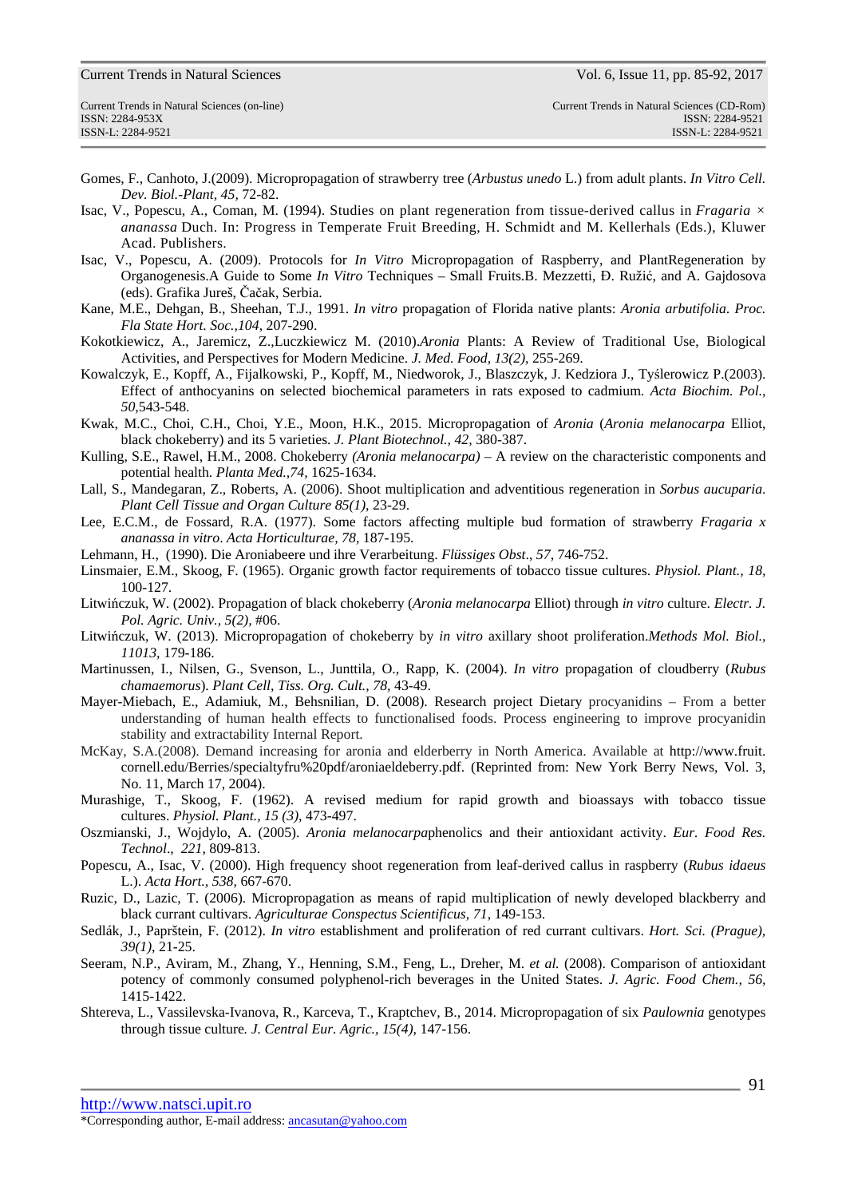Gomes, F., Canhoto, J.(2009). Micropropagation of strawberry tree (*Arbustus unedo* L.) from adult plants. *In Vitro Cell. Dev. Biol.-Plant, 45,* 72-82.

Isac, V., Popescu, A., Coman, M. (1994). Studies on plant regeneration from tissue-derived callus in *Fragaria × ananassa* Duch. In: Progress in Temperate Fruit Breeding, H. Schmidt and M. Kellerhals (Eds.), Kluwer Acad. Publishers.

Isac, V., Popescu, A. (2009). Protocols for *In Vitro* Micropropagation of Raspberry, and PlantRegeneration by Organogenesis.A Guide to Some *In Vitro* Techniques – Small Fruits.B. Mezzetti, Đ. Ružić, and A. Gajdosova (eds). Grafika Jureš, Čačak, Serbia.

Kane, M.E., Dehgan, B., Sheehan, T.J., 1991. *In vitro* propagation of Florida native plants: *Aronia arbutifolia. Proc. Fla State Hort. Soc.,104,* 207-290.

Kokotkiewicz, A., Jaremicz, Z.,Luczkiewicz M. (2010).*Aronia* Plants: A Review of Traditional Use, Biological Activities, and Perspectives for Modern Medicine. *J. Med. Food, 13(2),* 255-269.

Kowalczyk, E., Kopff, A., Fijalkowski, P., Kopff, M., Niedworok, J., Blaszczyk, J. Kedziora J., Tyślerowicz P.(2003). Effect of anthocyanins on selected biochemical parameters in rats exposed to cadmium. *Acta Biochim. Pol., 50,*543-548.

Kwak, M.C., Choi, C.H., Choi, Y.E., Moon, H.K., 2015. Micropropagation of *Aronia* (*Aronia melanocarpa* Elliot, black chokeberry) and its 5 varieties. *J. Plant Biotechnol., 42,* 380-387.

Kulling, S.E., Rawel, H.M., 2008. Chokeberry *(Aronia melanocarpa)* – A review on the characteristic components and potential health. *Planta Med.,74,* 1625-1634.

Lall, S., Mandegaran, Z., Roberts, A. (2006). Shoot multiplication and adventitious regeneration in *Sorbus aucuparia. Plant Cell Tissue and Organ Culture 85(1),* 23-29.

Lee, E.C.M., de Fossard, R.A. (1977). Some factors affecting multiple bud formation of strawberry *Fragaria x ananassa in vitro*. *Acta Horticulturae, 78,* 187-195.

Lehmann, H., (1990). Die Aroniabeere und ihre Verarbeitung. *Flüssiges Obst*., *57*, 746-752.

Linsmaier, E.M., Skoog, F. (1965). Organic growth factor requirements of tobacco tissue cultures. *Physiol. Plant., 18,* 100-127.

Litwińczuk, W. (2002). Propagation of black chokeberry (*Aronia melanocarpa* Elliot) through *in vitro* culture. *Electr. J. Pol. Agric. Univ., 5(2),* #06.

Litwińczuk, W. (2013). Micropropagation of chokeberry by *in vitro* axillary shoot proliferation.*Methods Mol. Biol., 11013,* 179-186.

Martinussen, I., Nilsen, G., Svenson, L., Junttila, O., Rapp, K. (2004). *In vitro* propagation of cloudberry (*Rubus chamaemorus*). *Plant Cell, Tiss. Org. Cult., 78,* 43-49.

Mayer-Miebach, E., Adamiuk, M., Behsnilian, D. (2008). Research project Dietary procyanidins – From a better understanding of human health effects to functionalised foods. Process engineering to improve procyanidin stability and extractability Internal Report.

McKay, S.A.(2008). Demand increasing for aronia and elderberry in North America. Available at http://www.fruit.cornell.edu/Berries/specialtyfru%20pdf/aroniaeldeberry.pdf. (Reprinted from: New York Berry News, Vol. 3, No. 11, March 17, 2004).

Murashige, T., Skoog, F. (1962). A revised medium for rapid growth and bioassays with tobacco tissue cultures. *Physiol. Plant., 15 (3),* 473-497.

Oszmianski, J., Wojdylo, A. (2005). *Aronia melanocarpa*phenolics and their antioxidant activity. *Eur. Food Res. Technol*., *221*, 809-813.

Popescu, A., Isac, V. (2000). High frequency shoot regeneration from leaf-derived callus in raspberry (*Rubus idaeus* L.). *Acta Hort., 538,* 667-670.

Ruzic, D., Lazic, T. (2006). Micropropagation as means of rapid multiplication of newly developed blackberry and black currant cultivars. *Agriculturae Conspectus Scientificus*, *71*, 149-153.

Sedlák, J., Paprštein, F. (2012). *In vitro* establishment and proliferation of red currant cultivars. *Hort. Sci. (Prague), 39(1)*, 21-25.

Seeram, N.P., Aviram, M., Zhang, Y., Henning, S.M., Feng, L., Dreher, M. *et al.* (2008). Comparison of antioxidant potency of commonly consumed polyphenol-rich beverages in the United States. *J. Agric. Food Chem., 56,* 1415-1422.

Shtereva, L., Vassilevska-Ivanova, R., Karceva, T., Kraptchev, B., 2014. Micropropagation of six *Paulownia* genotypes through tissue culture*. J. Central Eur. Agric., 15(4),* 147-156.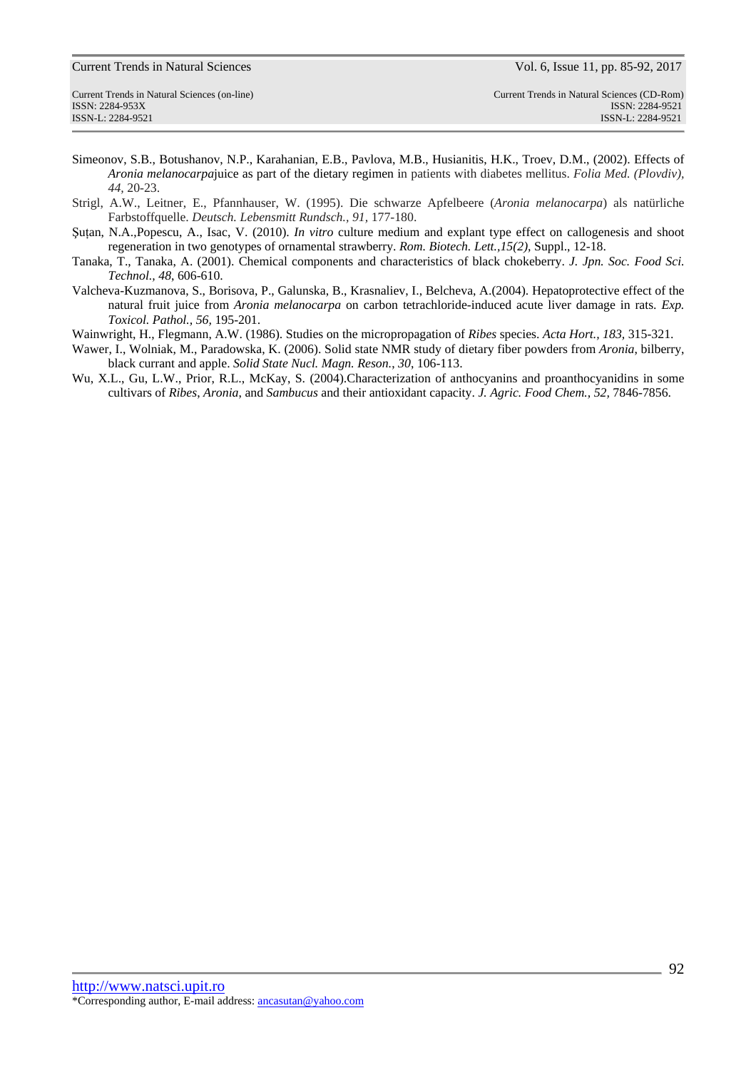Simeonov, S.B., Botushanov, N.P., Karahanian, E.B., Pavlova, M.B., Husianitis, H.K., Troev, D.M., (2002). Effects of *Aronia melanocarpa*juice as part of the dietary regimen in patients with diabetes mellitus. *Folia Med. (Plovdiv), 44*, 20-23.

Strigl, A.W., Leitner, E., Pfannhauser, W. (1995). Die schwarze Apfelbeere (*Aronia melanocarpa*) als natürliche Farbstoffquelle. *Deutsch. Lebensmitt Rundsch., 91*, 177-180.

Şuțan, N.A.,Popescu, A., Isac, V. (2010). *In vitro* culture medium and explant type effect on callogenesis and shoot regeneration in two genotypes of ornamental strawberry. *Rom. Biotech. Lett.,15(2)*, Suppl., 12-18.

Tanaka, T., Tanaka, A. (2001). Chemical components and characteristics of black chokeberry. *J. Jpn. Soc. Food Sci. Technol., 48*, 606-610.

Valcheva-Kuzmanova, S., Borisova, P., Galunska, B., Krasnaliev, I., Belcheva, A.(2004). Hepatoprotective effect of the natural fruit juice from *Aronia melanocarpa* on carbon tetrachloride-induced acute liver damage in rats. *Exp. Toxicol. Pathol., 56*, 195-201.

Wainwright, H., Flegmann, A.W. (1986). Studies on the micropropagation of *Ribes* species. *Acta Hort., 183*, 315-321.

Wawer, I., Wolniak, M., Paradowska, K. (2006). Solid state NMR study of dietary fiber powders from *Aronia*, bilberry, black currant and apple. *Solid State Nucl. Magn. Reson.*, *30*, 106-113.

Wu, X.L., Gu, L.W., Prior, R.L., McKay, S. (2004).Characterization of anthocyanins and proanthocyanidins in some cultivars of *Ribes*, *Aronia*, and *Sambucus* and their antioxidant capacity. *J. Agric. Food Chem.*, *52*, 7846-7856.